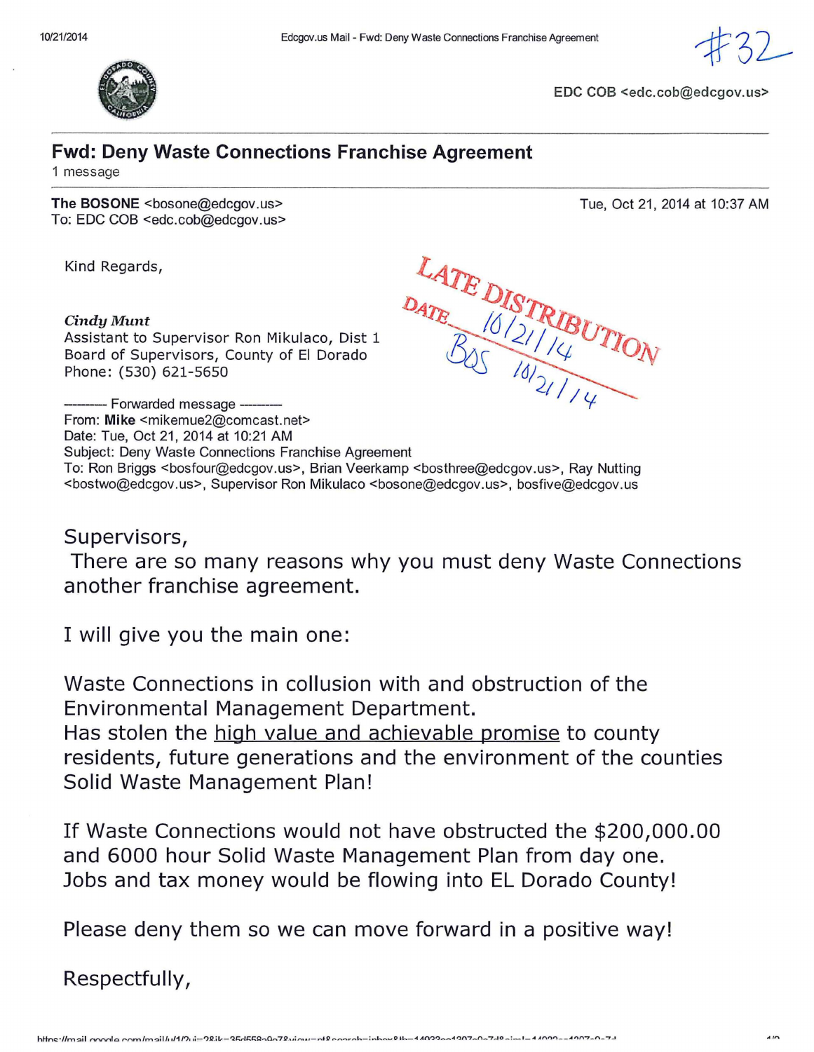#32

EDC COB <edc.cob@edcgov.us>

# Fwd: Deny Waste Connections Franchise Agreement

1 message

**The BOSONE** <bosone@edcgov.us>
To: EDC COB <edc.cob@edcgov.us>

Tue, Oct 21, 2014 at 10:37 AM

Kind Regards,

LATE DISTRIBUTION
DATE 10/21/14
BOS 10/21/14

*Cindy Munt*
Assistant to Supervisor Ron Mikulaco, Dist 1
Board of Supervisors, County of El Dorado
Phone: (530) 621-5650

---------- Forwarded message ----------
From: **Mike** <mikemue2@comcast.net>
Date: Tue, Oct 21, 2014 at 10:21 AM
Subject: Deny Waste Connections Franchise Agreement
To: Ron Briggs <bosfour@edcgov.us>, Brian Veerkamp <bosthree@edcgov.us>, Ray Nutting <bostwo@edcgov.us>, Supervisor Ron Mikulaco <bosone@edcgov.us>, bosfive@edcgov.us

Supervisors,
There are so many reasons why you must deny Waste Connections another franchise agreement.

I will give you the main one:

Waste Connections in collusion with and obstruction of the Environmental Management Department.
Has stolen the high value and achievable promise to county residents, future generations and the environment of the counties Solid Waste Management Plan!

If Waste Connections would not have obstructed the $200,000.00 and 6000 hour Solid Waste Management Plan from day one.
Jobs and tax money would be flowing into EL Dorado County!

Please deny them so we can move forward in a positive way!

Respectfully,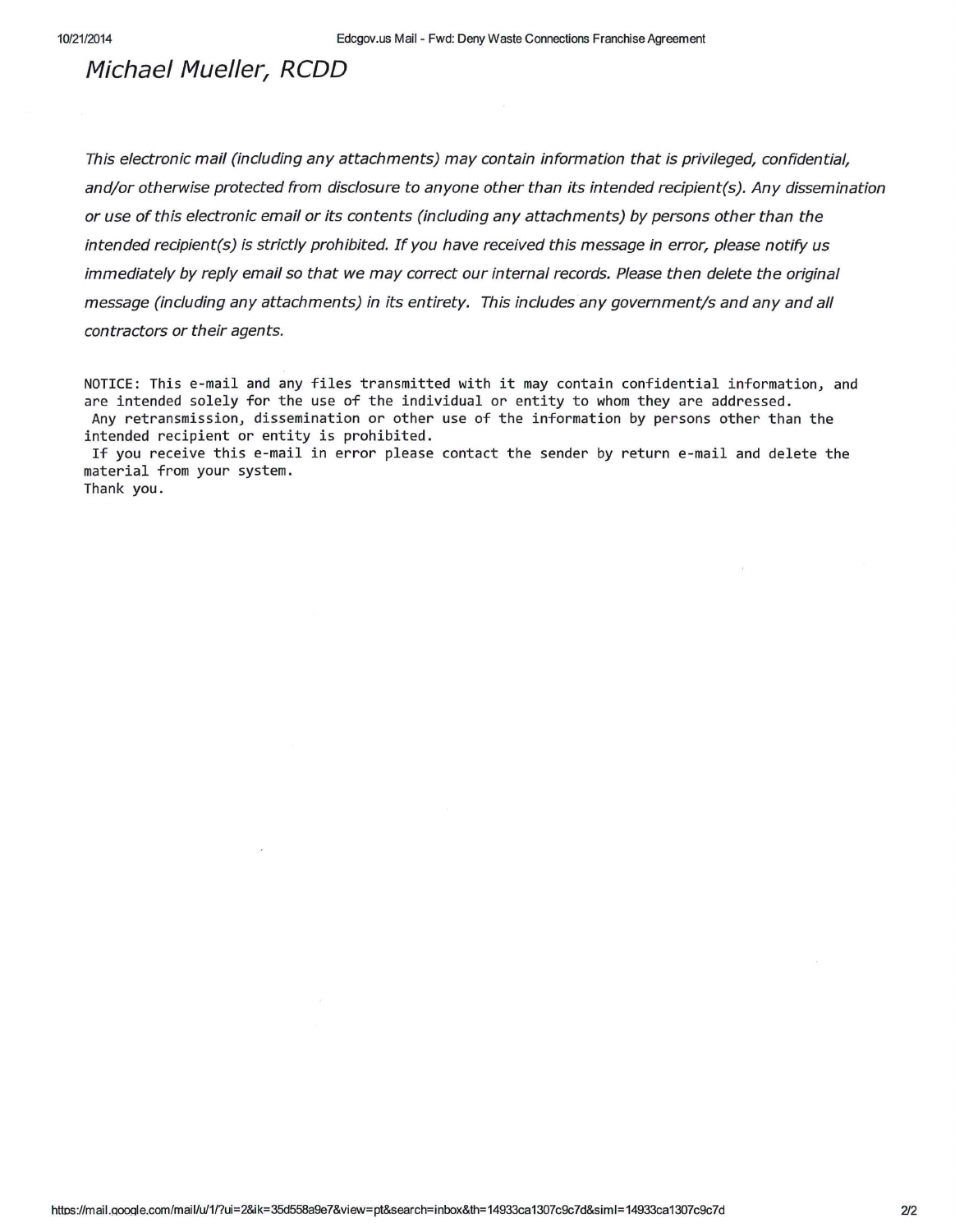*Michael Mueller, RCDD*

*This electronic mail (including any attachments) may contain information that is privileged, confidential, and/or otherwise protected from disclosure to anyone other than its intended recipient(s). Any dissemination or use of this electronic email or its contents (including any attachments) by persons other than the intended recipient(s) is strictly prohibited. If you have received this message in error, please notify us immediately by reply email so that we may correct our internal records. Please then delete the original message (including any attachments) in its entirety. This includes any government/s and any and all contractors or their agents.*

NOTICE: This e-mail and any files transmitted with it may contain confidential information, and are intended solely for the use of the individual or entity to whom they are addressed.
Any retransmission, dissemination or other use of the information by persons other than the intended recipient or entity is prohibited.
If you receive this e-mail in error please contact the sender by return e-mail and delete the material from your system.
Thank you.